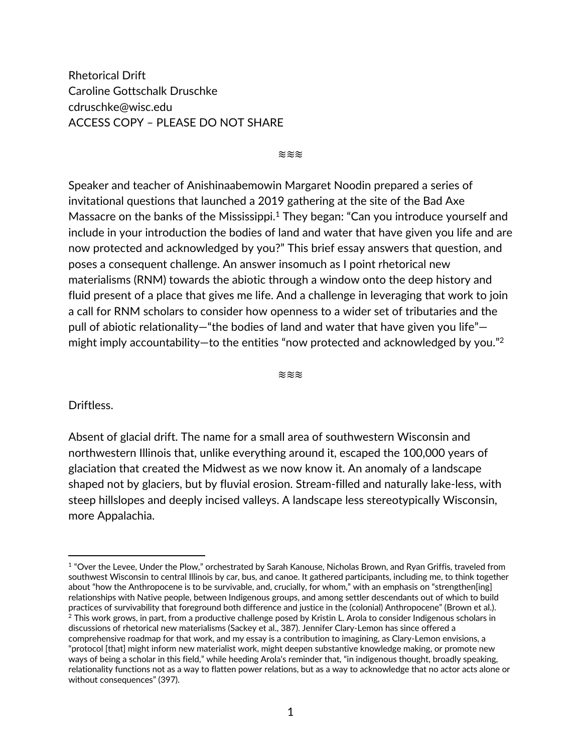Rhetorical Drift
Caroline Gottschalk Druschke
cdruschke@wisc.edu
ACCESS COPY – PLEASE DO NOT SHARE

≋≋≋

Speaker and teacher of Anishinaabemowin Margaret Noodin prepared a series of invitational questions that launched a 2019 gathering at the site of the Bad Axe Massacre on the banks of the Mississippi.[1] They began: "Can you introduce yourself and include in your introduction the bodies of land and water that have given you life and are now protected and acknowledged by you?" This brief essay answers that question, and poses a consequent challenge. An answer insomuch as I point rhetorical new materialisms (RNM) towards the abiotic through a window onto the deep history and fluid present of a place that gives me life. And a challenge in leveraging that work to join a call for RNM scholars to consider how openness to a wider set of tributaries and the pull of abiotic relationality—"the bodies of land and water that have given you life"—might imply accountability—to the entities "now protected and acknowledged by you."[2]

≋≋≋

Driftless.

Absent of glacial drift. The name for a small area of southwestern Wisconsin and northwestern Illinois that, unlike everything around it, escaped the 100,000 years of glaciation that created the Midwest as we now know it. An anomaly of a landscape shaped not by glaciers, but by fluvial erosion. Stream-filled and naturally lake-less, with steep hillslopes and deeply incised valleys. A landscape less stereotypically Wisconsin, more Appalachia.

---

[1] "Over the Levee, Under the Plow," orchestrated by Sarah Kanouse, Nicholas Brown, and Ryan Griffis, traveled from southwest Wisconsin to central Illinois by car, bus, and canoe. It gathered participants, including me, to think together about "how the Anthropocene is to be survivable, and, crucially, for whom," with an emphasis on "strengthen[ing] relationships with Native people, between Indigenous groups, and among settler descendants out of which to build practices of survivability that foreground both difference and justice in the (colonial) Anthropocene" (Brown et al.).

[2] This work grows, in part, from a productive challenge posed by Kristin L. Arola to consider Indigenous scholars in discussions of rhetorical new materialisms (Sackey et al., 387). Jennifer Clary-Lemon has since offered a comprehensive roadmap for that work, and my essay is a contribution to imagining, as Clary-Lemon envisions, a "protocol [that] might inform new materialist work, might deepen substantive knowledge making, or promote new ways of being a scholar in this field," while heeding Arola's reminder that, "in indigenous thought, broadly speaking, relationality functions not as a way to flatten power relations, but as a way to acknowledge that no actor acts alone or without consequences" (397).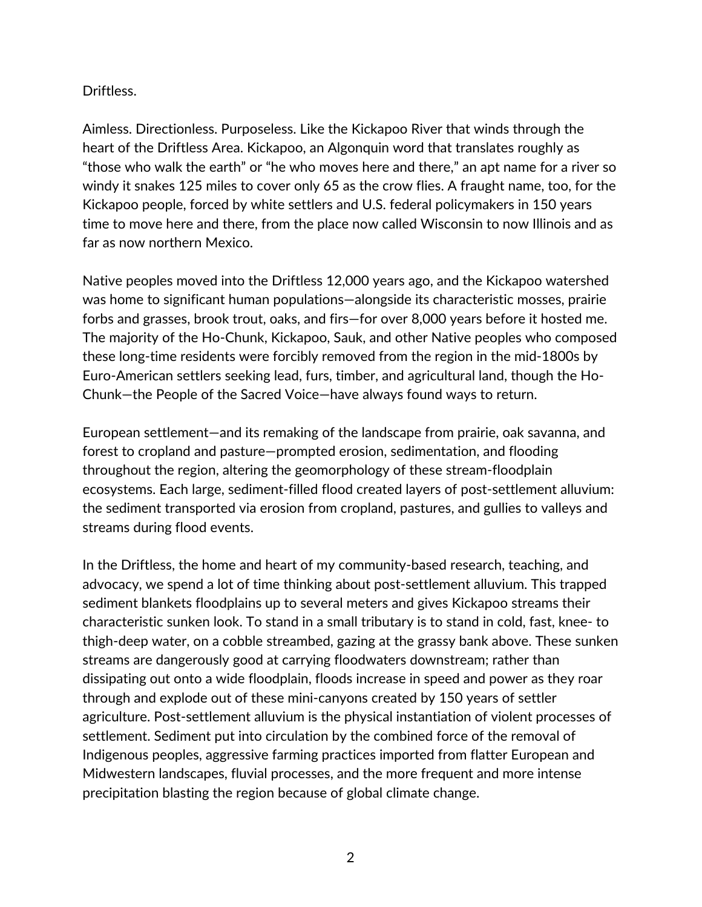Driftless.

Aimless. Directionless. Purposeless. Like the Kickapoo River that winds through the heart of the Driftless Area. Kickapoo, an Algonquin word that translates roughly as “those who walk the earth” or “he who moves here and there,” an apt name for a river so windy it snakes 125 miles to cover only 65 as the crow flies. A fraught name, too, for the Kickapoo people, forced by white settlers and U.S. federal policymakers in 150 years time to move here and there, from the place now called Wisconsin to now Illinois and as far as now northern Mexico.

Native peoples moved into the Driftless 12,000 years ago, and the Kickapoo watershed was home to significant human populations—alongside its characteristic mosses, prairie forbs and grasses, brook trout, oaks, and firs—for over 8,000 years before it hosted me. The majority of the Ho-Chunk, Kickapoo, Sauk, and other Native peoples who composed these long-time residents were forcibly removed from the region in the mid-1800s by Euro-American settlers seeking lead, furs, timber, and agricultural land, though the Ho-Chunk—the People of the Sacred Voice—have always found ways to return.

European settlement—and its remaking of the landscape from prairie, oak savanna, and forest to cropland and pasture—prompted erosion, sedimentation, and flooding throughout the region, altering the geomorphology of these stream-floodplain ecosystems. Each large, sediment-filled flood created layers of post-settlement alluvium: the sediment transported via erosion from cropland, pastures, and gullies to valleys and streams during flood events.

In the Driftless, the home and heart of my community-based research, teaching, and advocacy, we spend a lot of time thinking about post-settlement alluvium. This trapped sediment blankets floodplains up to several meters and gives Kickapoo streams their characteristic sunken look. To stand in a small tributary is to stand in cold, fast, knee- to thigh-deep water, on a cobble streambed, gazing at the grassy bank above. These sunken streams are dangerously good at carrying floodwaters downstream; rather than dissipating out onto a wide floodplain, floods increase in speed and power as they roar through and explode out of these mini-canyons created by 150 years of settler agriculture. Post-settlement alluvium is the physical instantiation of violent processes of settlement. Sediment put into circulation by the combined force of the removal of Indigenous peoples, aggressive farming practices imported from flatter European and Midwestern landscapes, fluvial processes, and the more frequent and more intense precipitation blasting the region because of global climate change.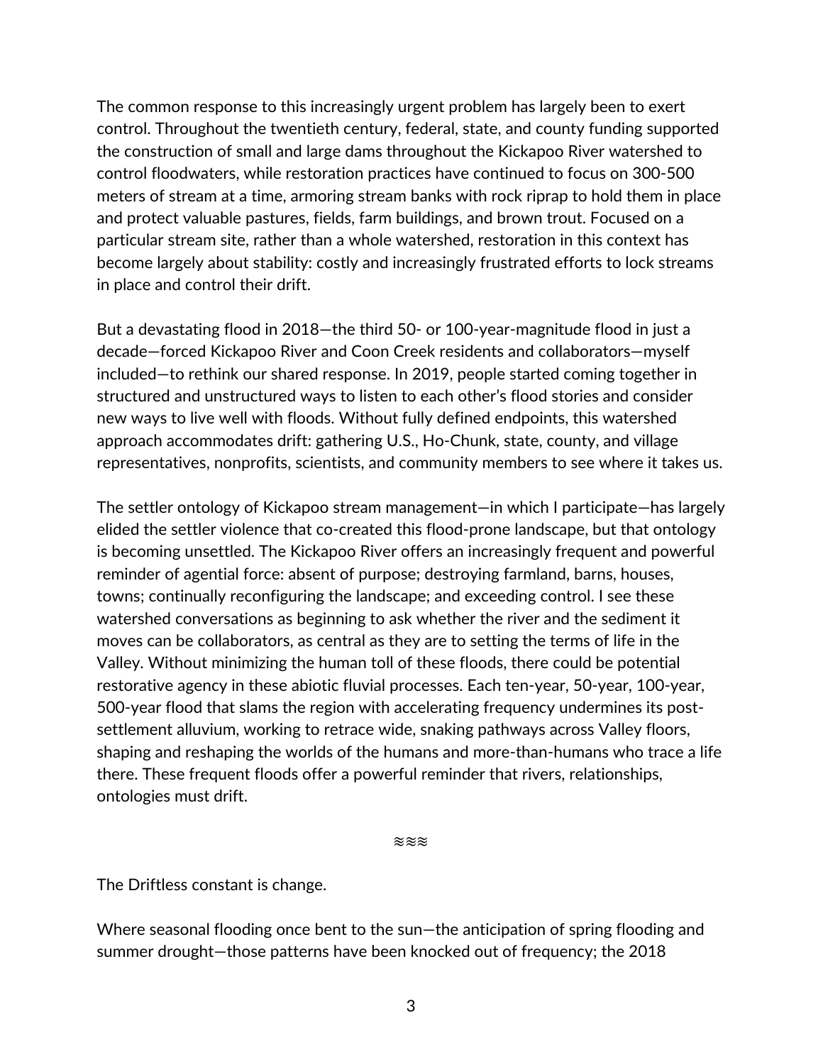The common response to this increasingly urgent problem has largely been to exert control. Throughout the twentieth century, federal, state, and county funding supported the construction of small and large dams throughout the Kickapoo River watershed to control floodwaters, while restoration practices have continued to focus on 300-500 meters of stream at a time, armoring stream banks with rock riprap to hold them in place and protect valuable pastures, fields, farm buildings, and brown trout. Focused on a particular stream site, rather than a whole watershed, restoration in this context has become largely about stability: costly and increasingly frustrated efforts to lock streams in place and control their drift.

But a devastating flood in 2018—the third 50- or 100-year-magnitude flood in just a decade—forced Kickapoo River and Coon Creek residents and collaborators—myself included—to rethink our shared response. In 2019, people started coming together in structured and unstructured ways to listen to each other's flood stories and consider new ways to live well with floods. Without fully defined endpoints, this watershed approach accommodates drift: gathering U.S., Ho-Chunk, state, county, and village representatives, nonprofits, scientists, and community members to see where it takes us.

The settler ontology of Kickapoo stream management—in which I participate—has largely elided the settler violence that co-created this flood-prone landscape, but that ontology is becoming unsettled. The Kickapoo River offers an increasingly frequent and powerful reminder of agential force: absent of purpose; destroying farmland, barns, houses, towns; continually reconfiguring the landscape; and exceeding control. I see these watershed conversations as beginning to ask whether the river and the sediment it moves can be collaborators, as central as they are to setting the terms of life in the Valley. Without minimizing the human toll of these floods, there could be potential restorative agency in these abiotic fluvial processes. Each ten-year, 50-year, 100-year, 500-year flood that slams the region with accelerating frequency undermines its post-settlement alluvium, working to retrace wide, snaking pathways across Valley floors, shaping and reshaping the worlds of the humans and more-than-humans who trace a life there. These frequent floods offer a powerful reminder that rivers, relationships, ontologies must drift.

≋≋≋

The Driftless constant is change.

Where seasonal flooding once bent to the sun—the anticipation of spring flooding and summer drought—those patterns have been knocked out of frequency; the 2018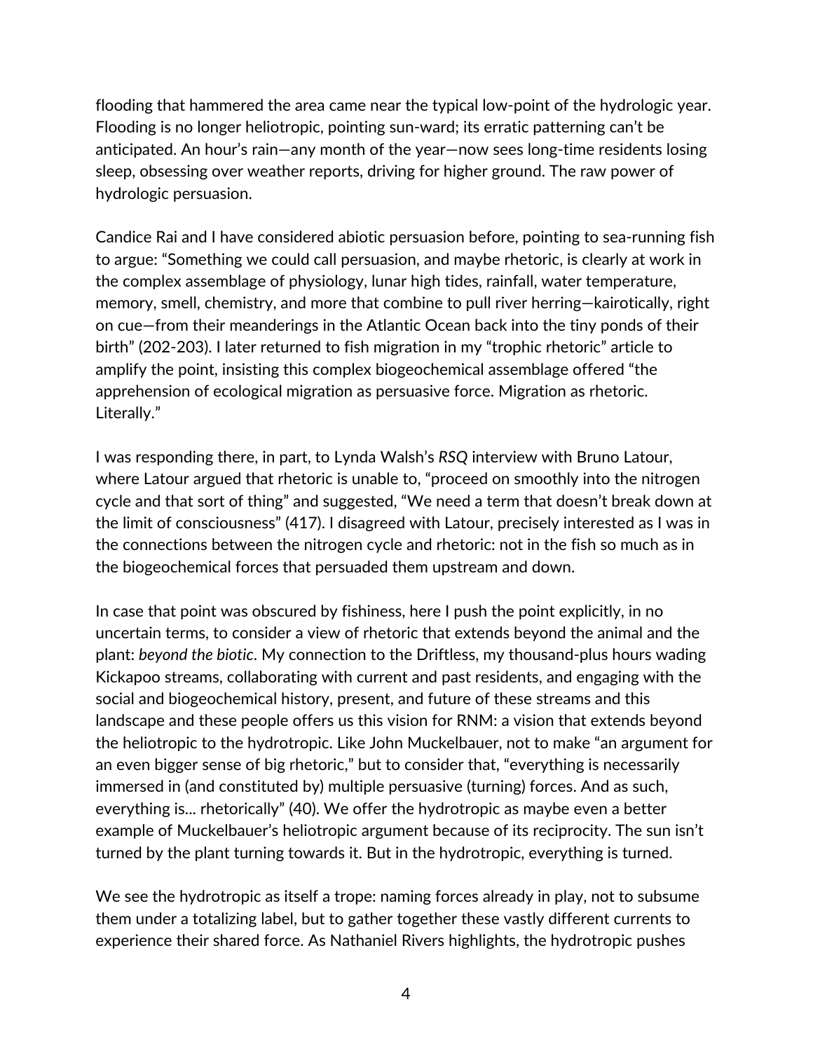flooding that hammered the area came near the typical low-point of the hydrologic year. Flooding is no longer heliotropic, pointing sun-ward; its erratic patterning can't be anticipated. An hour's rain—any month of the year—now sees long-time residents losing sleep, obsessing over weather reports, driving for higher ground. The raw power of hydrologic persuasion.

Candice Rai and I have considered abiotic persuasion before, pointing to sea-running fish to argue: "Something we could call persuasion, and maybe rhetoric, is clearly at work in the complex assemblage of physiology, lunar high tides, rainfall, water temperature, memory, smell, chemistry, and more that combine to pull river herring—kairotically, right on cue—from their meanderings in the Atlantic Ocean back into the tiny ponds of their birth" (202-203). I later returned to fish migration in my "trophic rhetoric" article to amplify the point, insisting this complex biogeochemical assemblage offered "the apprehension of ecological migration as persuasive force. Migration as rhetoric. Literally."

I was responding there, in part, to Lynda Walsh's *RSQ* interview with Bruno Latour, where Latour argued that rhetoric is unable to, "proceed on smoothly into the nitrogen cycle and that sort of thing" and suggested, "We need a term that doesn't break down at the limit of consciousness" (417). I disagreed with Latour, precisely interested as I was in the connections between the nitrogen cycle and rhetoric: not in the fish so much as in the biogeochemical forces that persuaded them upstream and down.

In case that point was obscured by fishiness, here I push the point explicitly, in no uncertain terms, to consider a view of rhetoric that extends beyond the animal and the plant: *beyond the biotic*. My connection to the Driftless, my thousand-plus hours wading Kickapoo streams, collaborating with current and past residents, and engaging with the social and biogeochemical history, present, and future of these streams and this landscape and these people offers us this vision for RNM: a vision that extends beyond the heliotropic to the hydrotropic. Like John Muckelbauer, not to make "an argument for an even bigger sense of big rhetoric," but to consider that, "everything is necessarily immersed in (and constituted by) multiple persuasive (turning) forces. And as such, everything is... rhetorically" (40). We offer the hydrotropic as maybe even a better example of Muckelbauer's heliotropic argument because of its reciprocity. The sun isn't turned by the plant turning towards it. But in the hydrotropic, everything is turned.

We see the hydrotropic as itself a trope: naming forces already in play, not to subsume them under a totalizing label, but to gather together these vastly different currents to experience their shared force. As Nathaniel Rivers highlights, the hydrotropic pushes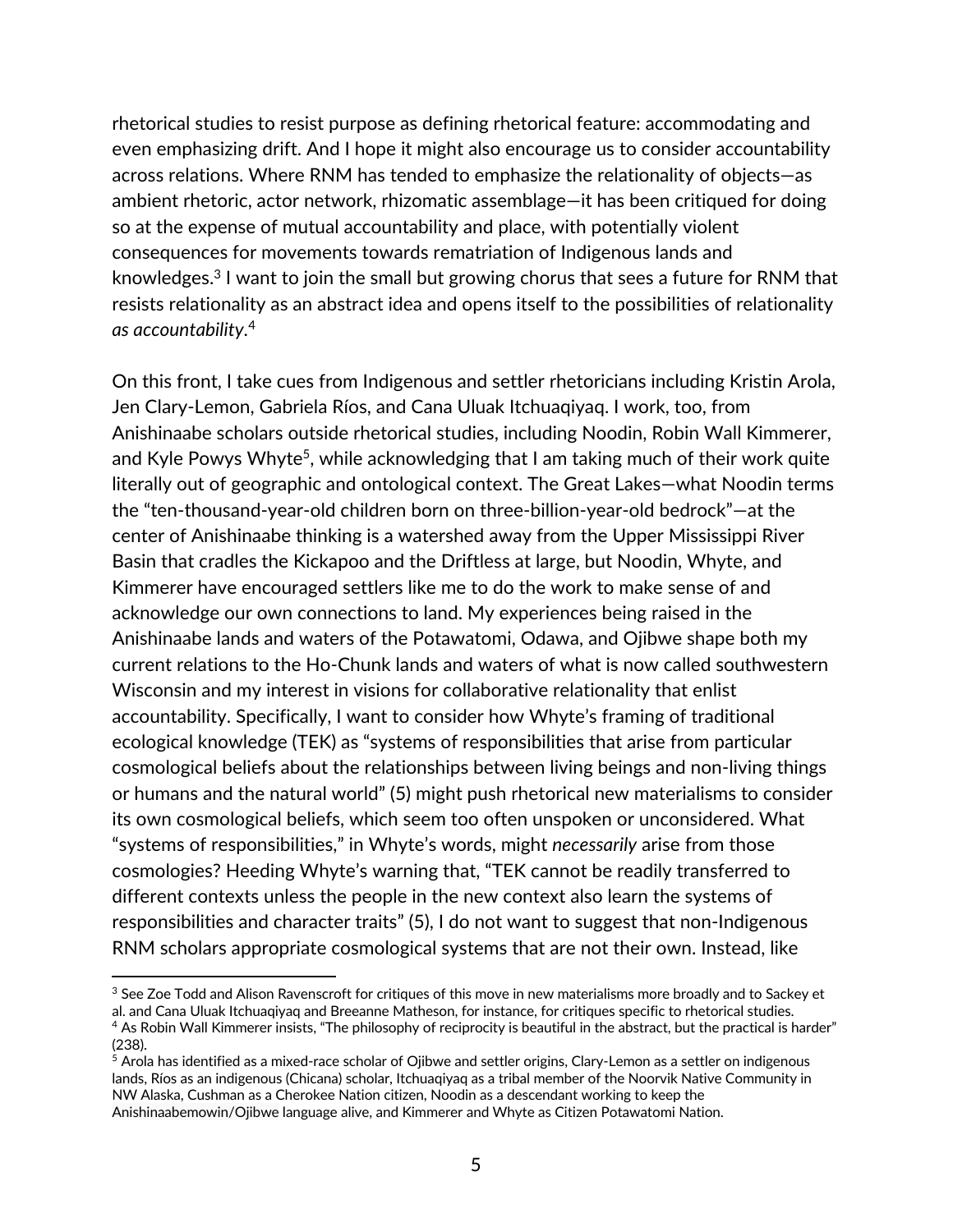rhetorical studies to resist purpose as defining rhetorical feature: accommodating and even emphasizing drift. And I hope it might also encourage us to consider accountability across relations. Where RNM has tended to emphasize the relationality of objects—as ambient rhetoric, actor network, rhizomatic assemblage—it has been critiqued for doing so at the expense of mutual accountability and place, with potentially violent consequences for movements towards rematriation of Indigenous lands and knowledges.[3] I want to join the small but growing chorus that sees a future for RNM that resists relationality as an abstract idea and opens itself to the possibilities of relationality *as accountability*.[4]

On this front, I take cues from Indigenous and settler rhetoricians including Kristin Arola, Jen Clary-Lemon, Gabriela Ríos, and Cana Uluak Itchuaqiyaq. I work, too, from Anishinaabe scholars outside rhetorical studies, including Noodin, Robin Wall Kimmerer, and Kyle Powys Whyte[5], while acknowledging that I am taking much of their work quite literally out of geographic and ontological context. The Great Lakes—what Noodin terms the "ten-thousand-year-old children born on three-billion-year-old bedrock"—at the center of Anishinaabe thinking is a watershed away from the Upper Mississippi River Basin that cradles the Kickapoo and the Driftless at large, but Noodin, Whyte, and Kimmerer have encouraged settlers like me to do the work to make sense of and acknowledge our own connections to land. My experiences being raised in the Anishinaabe lands and waters of the Potawatomi, Odawa, and Ojibwe shape both my current relations to the Ho-Chunk lands and waters of what is now called southwestern Wisconsin and my interest in visions for collaborative relationality that enlist accountability. Specifically, I want to consider how Whyte's framing of traditional ecological knowledge (TEK) as "systems of responsibilities that arise from particular cosmological beliefs about the relationships between living beings and non-living things or humans and the natural world" (5) might push rhetorical new materialisms to consider its own cosmological beliefs, which seem too often unspoken or unconsidered. What "systems of responsibilities," in Whyte's words, might *necessarily* arise from those cosmologies? Heeding Whyte's warning that, "TEK cannot be readily transferred to different contexts unless the people in the new context also learn the systems of responsibilities and character traits" (5), I do not want to suggest that non-Indigenous RNM scholars appropriate cosmological systems that are not their own. Instead, like

---

[3] See Zoe Todd and Alison Ravenscroft for critiques of this move in new materialisms more broadly and to Sackey et al. and Cana Uluak Itchuaqiyaq and Breeanne Matheson, for instance, for critiques specific to rhetorical studies.

[4] As Robin Wall Kimmerer insists, "The philosophy of reciprocity is beautiful in the abstract, but the practical is harder" (238).

[5] Arola has identified as a mixed-race scholar of Ojibwe and settler origins, Clary-Lemon as a settler on indigenous lands, Ríos as an indigenous (Chicana) scholar, Itchuaqiyaq as a tribal member of the Noorvik Native Community in NW Alaska, Cushman as a Cherokee Nation citizen, Noodin as a descendant working to keep the Anishinaabemowin/Ojibwe language alive, and Kimmerer and Whyte as Citizen Potawatomi Nation.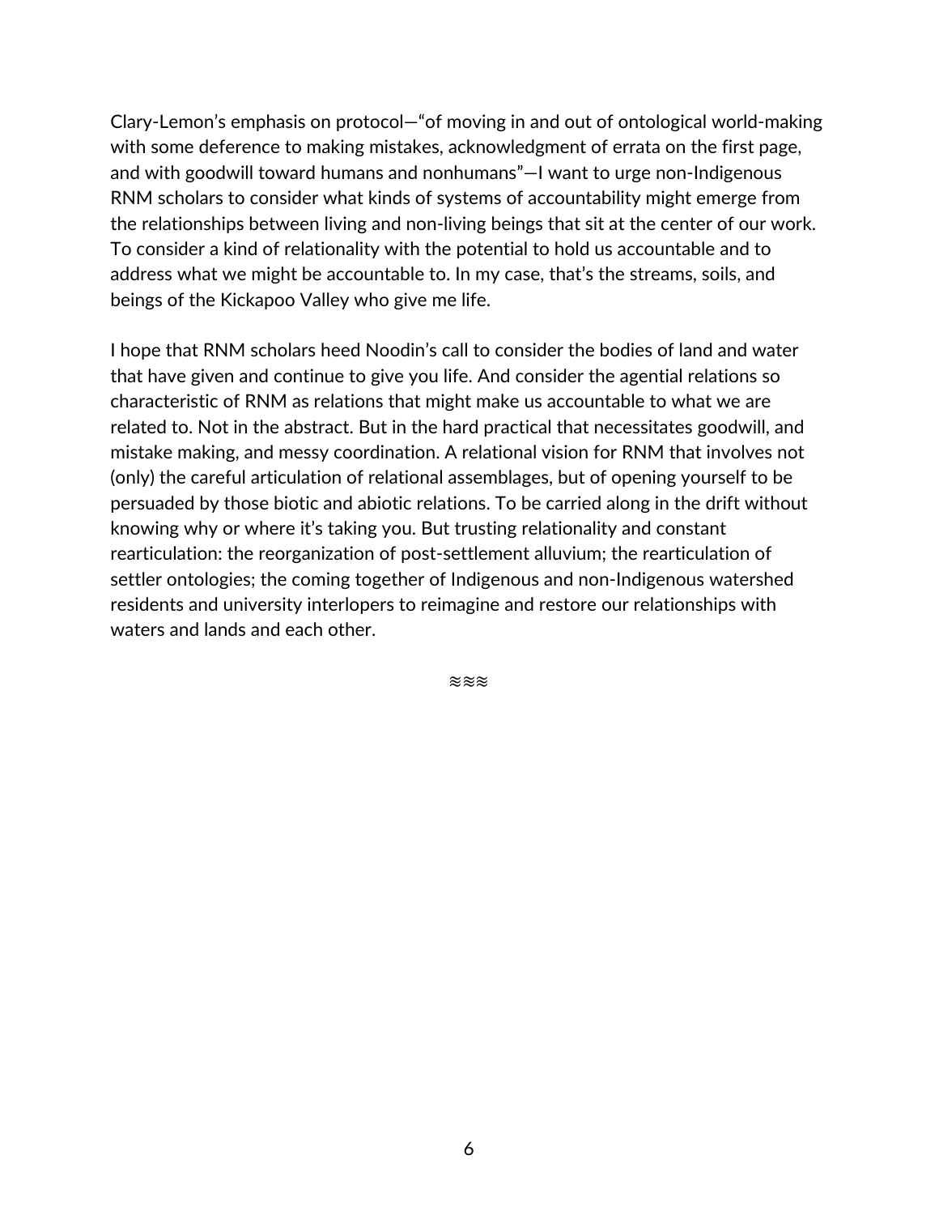Clary-Lemon's emphasis on protocol—"of moving in and out of ontological world-making with some deference to making mistakes, acknowledgment of errata on the first page, and with goodwill toward humans and nonhumans"—I want to urge non-Indigenous RNM scholars to consider what kinds of systems of accountability might emerge from the relationships between living and non-living beings that sit at the center of our work. To consider a kind of relationality with the potential to hold us accountable and to address what we might be accountable to. In my case, that's the streams, soils, and beings of the Kickapoo Valley who give me life.

I hope that RNM scholars heed Noodin's call to consider the bodies of land and water that have given and continue to give you life. And consider the agential relations so characteristic of RNM as relations that might make us accountable to what we are related to. Not in the abstract. But in the hard practical that necessitates goodwill, and mistake making, and messy coordination. A relational vision for RNM that involves not (only) the careful articulation of relational assemblages, but of opening yourself to be persuaded by those biotic and abiotic relations. To be carried along in the drift without knowing why or where it's taking you. But trusting relationality and constant rearticulation: the reorganization of post-settlement alluvium; the rearticulation of settler ontologies; the coming together of Indigenous and non-Indigenous watershed residents and university interlopers to reimagine and restore our relationships with waters and lands and each other.

≈≈≈